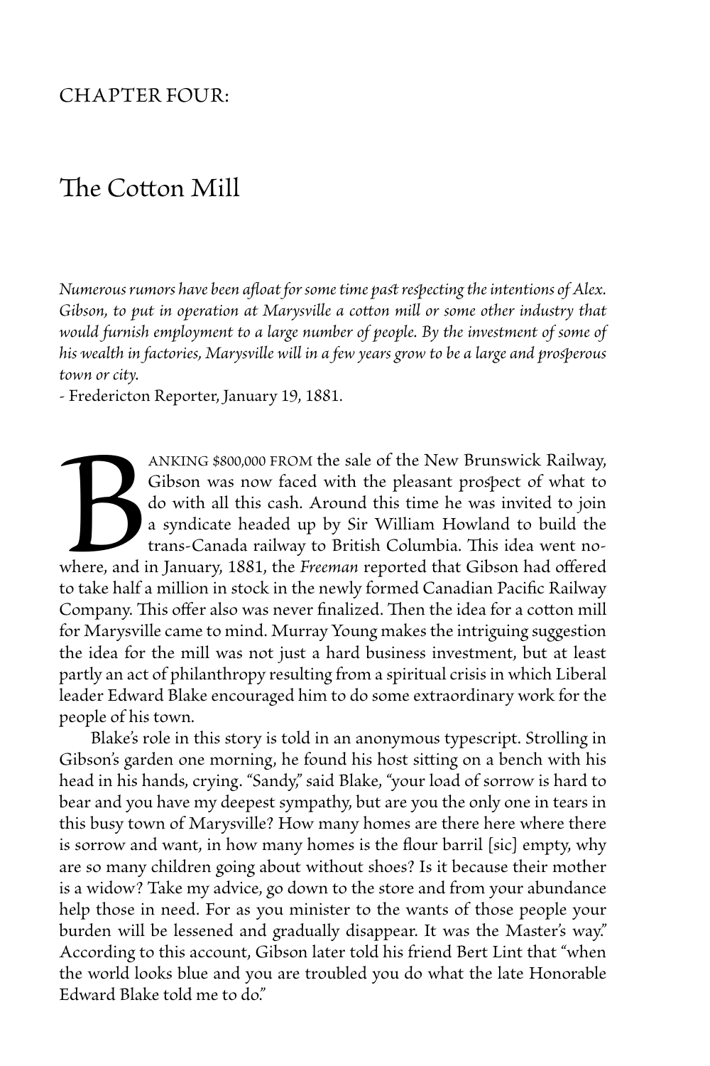CHAPTER FOUR:

# The Cotton Mill

*Numerous rumors have been afloat for some time past respecting the intentions of Alex. Gibson, to put in operation at Marysville a cotton mill or some other industry that would furnish employment to a large number of people. By the investment of some of his wealth in factories, Marysville will in a few years grow to be a large and prosperous town or city.*
- Fredericton Reporter, January 19, 1881.

BANKING $800,000 FROM the sale of the New Brunswick Railway, Gibson was now faced with the pleasant prospect of what to do with all this cash. Around this time he was invited to join a syndicate headed up by Sir William Howland to build the trans-Canada railway to British Columbia. This idea went nowhere, and in January, 1881, the *Freeman* reported that Gibson had offered to take half a million in stock in the newly formed Canadian Pacific Railway Company. This offer also was never finalized. Then the idea for a cotton mill for Marysville came to mind. Murray Young makes the intriguing suggestion the idea for the mill was not just a hard business investment, but at least partly an act of philanthropy resulting from a spiritual crisis in which Liberal leader Edward Blake encouraged him to do some extraordinary work for the people of his town.

Blake's role in this story is told in an anonymous typescript. Strolling in Gibson's garden one morning, he found his host sitting on a bench with his head in his hands, crying. "Sandy," said Blake, "your load of sorrow is hard to bear and you have my deepest sympathy, but are you the only one in tears in this busy town of Marysville? How many homes are there here where there is sorrow and want, in how many homes is the flour barril [sic] empty, why are so many children going about without shoes? Is it because their mother is a widow? Take my advice, go down to the store and from your abundance help those in need. For as you minister to the wants of those people your burden will be lessened and gradually disappear. It was the Master's way." According to this account, Gibson later told his friend Bert Lint that "when the world looks blue and you are troubled you do what the late Honorable Edward Blake told me to do."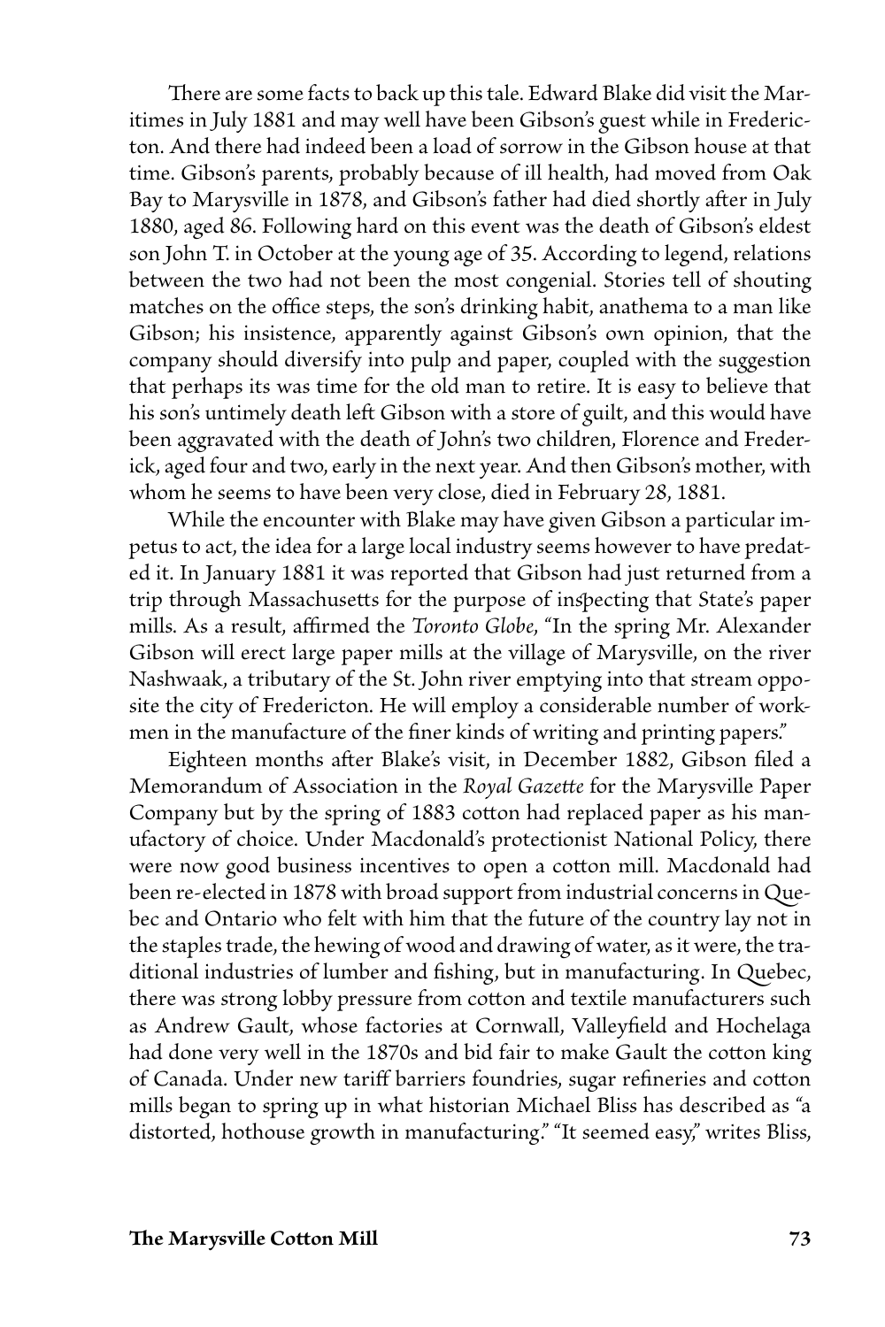There are some facts to back up this tale. Edward Blake did visit the Maritimes in July 1881 and may well have been Gibson's guest while in Fredericton. And there had indeed been a load of sorrow in the Gibson house at that time. Gibson's parents, probably because of ill health, had moved from Oak Bay to Marysville in 1878, and Gibson's father had died shortly after in July 1880, aged 86. Following hard on this event was the death of Gibson's eldest son John T. in October at the young age of 35. According to legend, relations between the two had not been the most congenial. Stories tell of shouting matches on the office steps, the son's drinking habit, anathema to a man like Gibson; his insistence, apparently against Gibson's own opinion, that the company should diversify into pulp and paper, coupled with the suggestion that perhaps its was time for the old man to retire. It is easy to believe that his son's untimely death left Gibson with a store of guilt, and this would have been aggravated with the death of John's two children, Florence and Frederick, aged four and two, early in the next year. And then Gibson's mother, with whom he seems to have been very close, died in February 28, 1881.

While the encounter with Blake may have given Gibson a particular impetus to act, the idea for a large local industry seems however to have predated it. In January 1881 it was reported that Gibson had just returned from a trip through Massachusetts for the purpose of inspecting that State's paper mills. As a result, affirmed the *Toronto Globe*, "In the spring Mr. Alexander Gibson will erect large paper mills at the village of Marysville, on the river Nashwaak, a tributary of the St. John river emptying into that stream opposite the city of Fredericton. He will employ a considerable number of workmen in the manufacture of the finer kinds of writing and printing papers."

Eighteen months after Blake's visit, in December 1882, Gibson filed a Memorandum of Association in the *Royal Gazette* for the Marysville Paper Company but by the spring of 1883 cotton had replaced paper as his manufactory of choice. Under Macdonald's protectionist National Policy, there were now good business incentives to open a cotton mill. Macdonald had been re-elected in 1878 with broad support from industrial concerns in Quebec and Ontario who felt with him that the future of the country lay not in the staples trade, the hewing of wood and drawing of water, as it were, the traditional industries of lumber and fishing, but in manufacturing. In Quebec, there was strong lobby pressure from cotton and textile manufacturers such as Andrew Gault, whose factories at Cornwall, Valleyfield and Hochelaga had done very well in the 1870s and bid fair to make Gault the cotton king of Canada. Under new tariff barriers foundries, sugar refineries and cotton mills began to spring up in what historian Michael Bliss has described as "a distorted, hothouse growth in manufacturing." "It seemed easy," writes Bliss,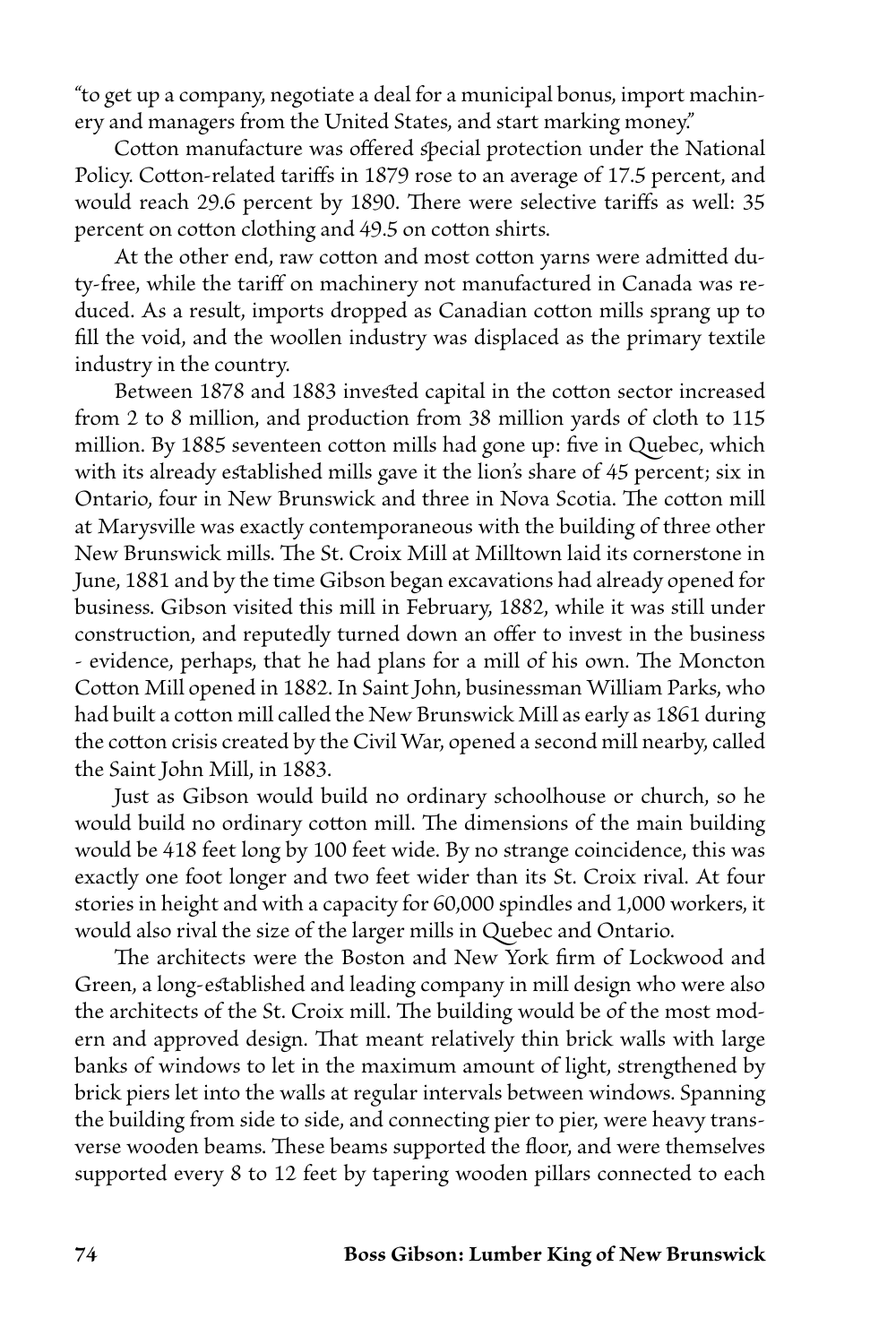"to get up a company, negotiate a deal for a municipal bonus, import machinery and managers from the United States, and start marking money."

Cotton manufacture was offered special protection under the National Policy. Cotton-related tariffs in 1879 rose to an average of 17.5 percent, and would reach 29.6 percent by 1890. There were selective tariffs as well: 35 percent on cotton clothing and 49.5 on cotton shirts.

At the other end, raw cotton and most cotton yarns were admitted duty-free, while the tariff on machinery not manufactured in Canada was reduced. As a result, imports dropped as Canadian cotton mills sprang up to fill the void, and the woollen industry was displaced as the primary textile industry in the country.

Between 1878 and 1883 invested capital in the cotton sector increased from 2 to 8 million, and production from 38 million yards of cloth to 115 million. By 1885 seventeen cotton mills had gone up: five in Quebec, which with its already established mills gave it the lion's share of 45 percent; six in Ontario, four in New Brunswick and three in Nova Scotia. The cotton mill at Marysville was exactly contemporaneous with the building of three other New Brunswick mills. The St. Croix Mill at Milltown laid its cornerstone in June, 1881 and by the time Gibson began excavations had already opened for business. Gibson visited this mill in February, 1882, while it was still under construction, and reputedly turned down an offer to invest in the business - evidence, perhaps, that he had plans for a mill of his own. The Moncton Cotton Mill opened in 1882. In Saint John, businessman William Parks, who had built a cotton mill called the New Brunswick Mill as early as 1861 during the cotton crisis created by the Civil War, opened a second mill nearby, called the Saint John Mill, in 1883.

Just as Gibson would build no ordinary schoolhouse or church, so he would build no ordinary cotton mill. The dimensions of the main building would be 418 feet long by 100 feet wide. By no strange coincidence, this was exactly one foot longer and two feet wider than its St. Croix rival. At four stories in height and with a capacity for 60,000 spindles and 1,000 workers, it would also rival the size of the larger mills in Quebec and Ontario.

The architects were the Boston and New York firm of Lockwood and Green, a long-established and leading company in mill design who were also the architects of the St. Croix mill. The building would be of the most modern and approved design. That meant relatively thin brick walls with large banks of windows to let in the maximum amount of light, strengthened by brick piers let into the walls at regular intervals between windows. Spanning the building from side to side, and connecting pier to pier, were heavy transverse wooden beams. These beams supported the floor, and were themselves supported every 8 to 12 feet by tapering wooden pillars connected to each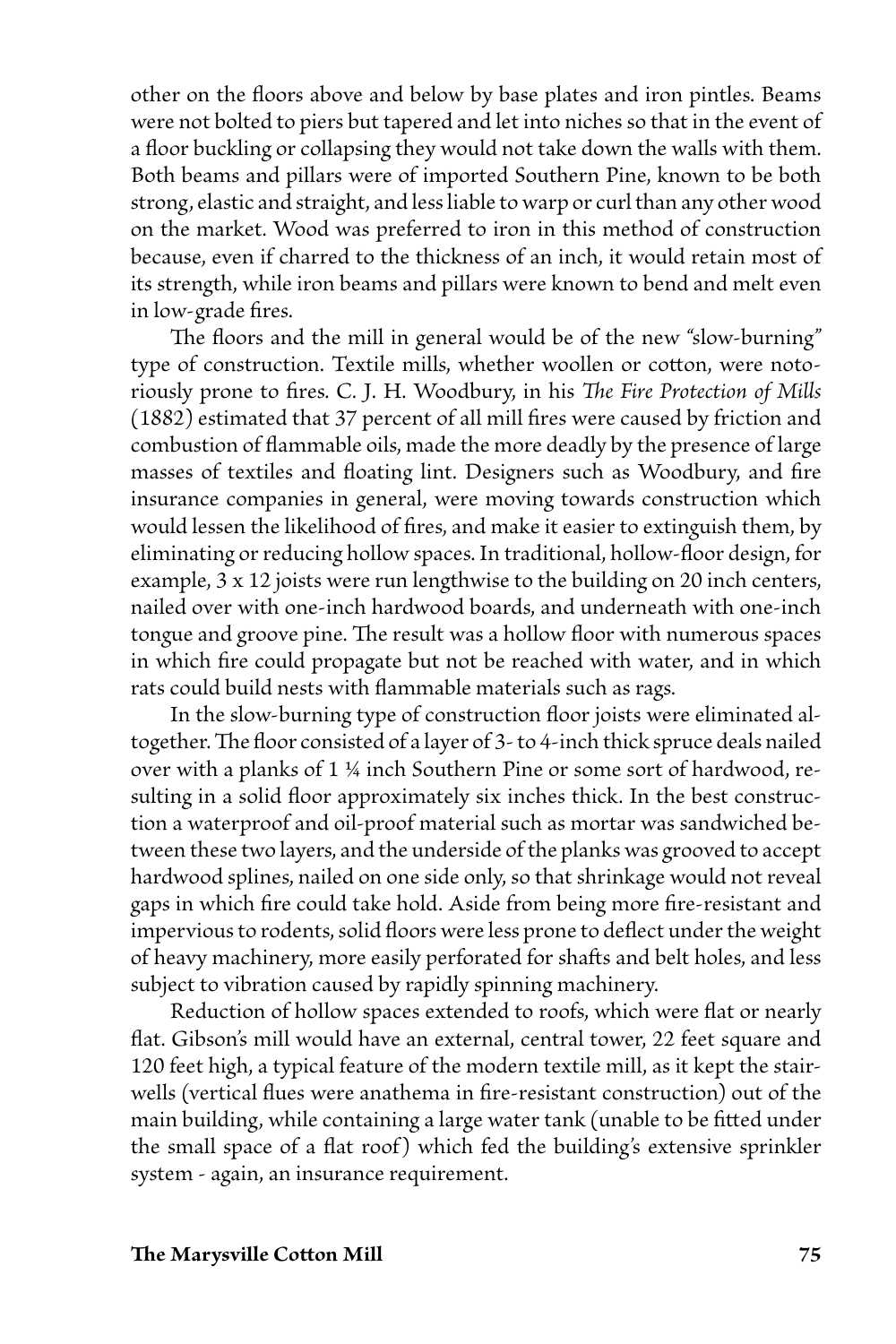other on the floors above and below by base plates and iron pintles. Beams were not bolted to piers but tapered and let into niches so that in the event of a floor buckling or collapsing they would not take down the walls with them. Both beams and pillars were of imported Southern Pine, known to be both strong, elastic and straight, and less liable to warp or curl than any other wood on the market. Wood was preferred to iron in this method of construction because, even if charred to the thickness of an inch, it would retain most of its strength, while iron beams and pillars were known to bend and melt even in low-grade fires.

The floors and the mill in general would be of the new "slow-burning" type of construction. Textile mills, whether woollen or cotton, were notoriously prone to fires. C. J. H. Woodbury, in his *The Fire Protection of Mills* (1882) estimated that 37 percent of all mill fires were caused by friction and combustion of flammable oils, made the more deadly by the presence of large masses of textiles and floating lint. Designers such as Woodbury, and fire insurance companies in general, were moving towards construction which would lessen the likelihood of fires, and make it easier to extinguish them, by eliminating or reducing hollow spaces. In traditional, hollow-floor design, for example, 3 x 12 joists were run lengthwise to the building on 20 inch centers, nailed over with one-inch hardwood boards, and underneath with one-inch tongue and groove pine. The result was a hollow floor with numerous spaces in which fire could propagate but not be reached with water, and in which rats could build nests with flammable materials such as rags.

In the slow-burning type of construction floor joists were eliminated altogether. The floor consisted of a layer of 3- to 4-inch thick spruce deals nailed over with a planks of 1 ¼ inch Southern Pine or some sort of hardwood, resulting in a solid floor approximately six inches thick. In the best construction a waterproof and oil-proof material such as mortar was sandwiched between these two layers, and the underside of the planks was grooved to accept hardwood splines, nailed on one side only, so that shrinkage would not reveal gaps in which fire could take hold. Aside from being more fire-resistant and impervious to rodents, solid floors were less prone to deflect under the weight of heavy machinery, more easily perforated for shafts and belt holes, and less subject to vibration caused by rapidly spinning machinery.

Reduction of hollow spaces extended to roofs, which were flat or nearly flat. Gibson's mill would have an external, central tower, 22 feet square and 120 feet high, a typical feature of the modern textile mill, as it kept the stairwells (vertical flues were anathema in fire-resistant construction) out of the main building, while containing a large water tank (unable to be fitted under the small space of a flat roof) which fed the building's extensive sprinkler system - again, an insurance requirement.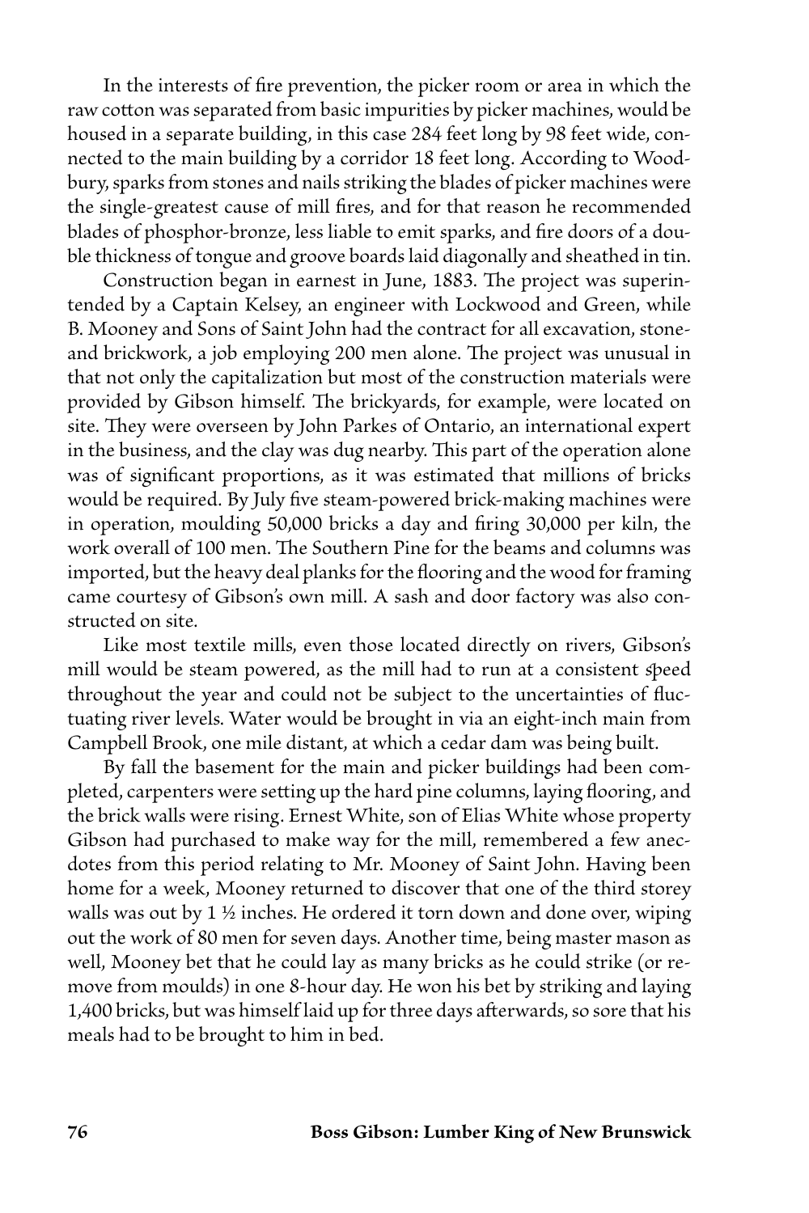In the interests of fire prevention, the picker room or area in which the raw cotton was separated from basic impurities by picker machines, would be housed in a separate building, in this case 284 feet long by 98 feet wide, connected to the main building by a corridor 18 feet long. According to Woodbury, sparks from stones and nails striking the blades of picker machines were the single-greatest cause of mill fires, and for that reason he recommended blades of phosphor-bronze, less liable to emit sparks, and fire doors of a double thickness of tongue and groove boards laid diagonally and sheathed in tin.

Construction began in earnest in June, 1883. The project was superintended by a Captain Kelsey, an engineer with Lockwood and Green, while B. Mooney and Sons of Saint John had the contract for all excavation, stone- and brickwork, a job employing 200 men alone. The project was unusual in that not only the capitalization but most of the construction materials were provided by Gibson himself. The brickyards, for example, were located on site. They were overseen by John Parkes of Ontario, an international expert in the business, and the clay was dug nearby. This part of the operation alone was of significant proportions, as it was estimated that millions of bricks would be required. By July five steam-powered brick-making machines were in operation, moulding 50,000 bricks a day and firing 30,000 per kiln, the work overall of 100 men. The Southern Pine for the beams and columns was imported, but the heavy deal planks for the flooring and the wood for framing came courtesy of Gibson's own mill. A sash and door factory was also constructed on site.

Like most textile mills, even those located directly on rivers, Gibson's mill would be steam powered, as the mill had to run at a consistent speed throughout the year and could not be subject to the uncertainties of fluctuating river levels. Water would be brought in via an eight-inch main from Campbell Brook, one mile distant, at which a cedar dam was being built.

By fall the basement for the main and picker buildings had been completed, carpenters were setting up the hard pine columns, laying flooring, and the brick walls were rising. Ernest White, son of Elias White whose property Gibson had purchased to make way for the mill, remembered a few anecdotes from this period relating to Mr. Mooney of Saint John. Having been home for a week, Mooney returned to discover that one of the third storey walls was out by 1 ½ inches. He ordered it torn down and done over, wiping out the work of 80 men for seven days. Another time, being master mason as well, Mooney bet that he could lay as many bricks as he could strike (or remove from moulds) in one 8-hour day. He won his bet by striking and laying 1,400 bricks, but was himself laid up for three days afterwards, so sore that his meals had to be brought to him in bed.